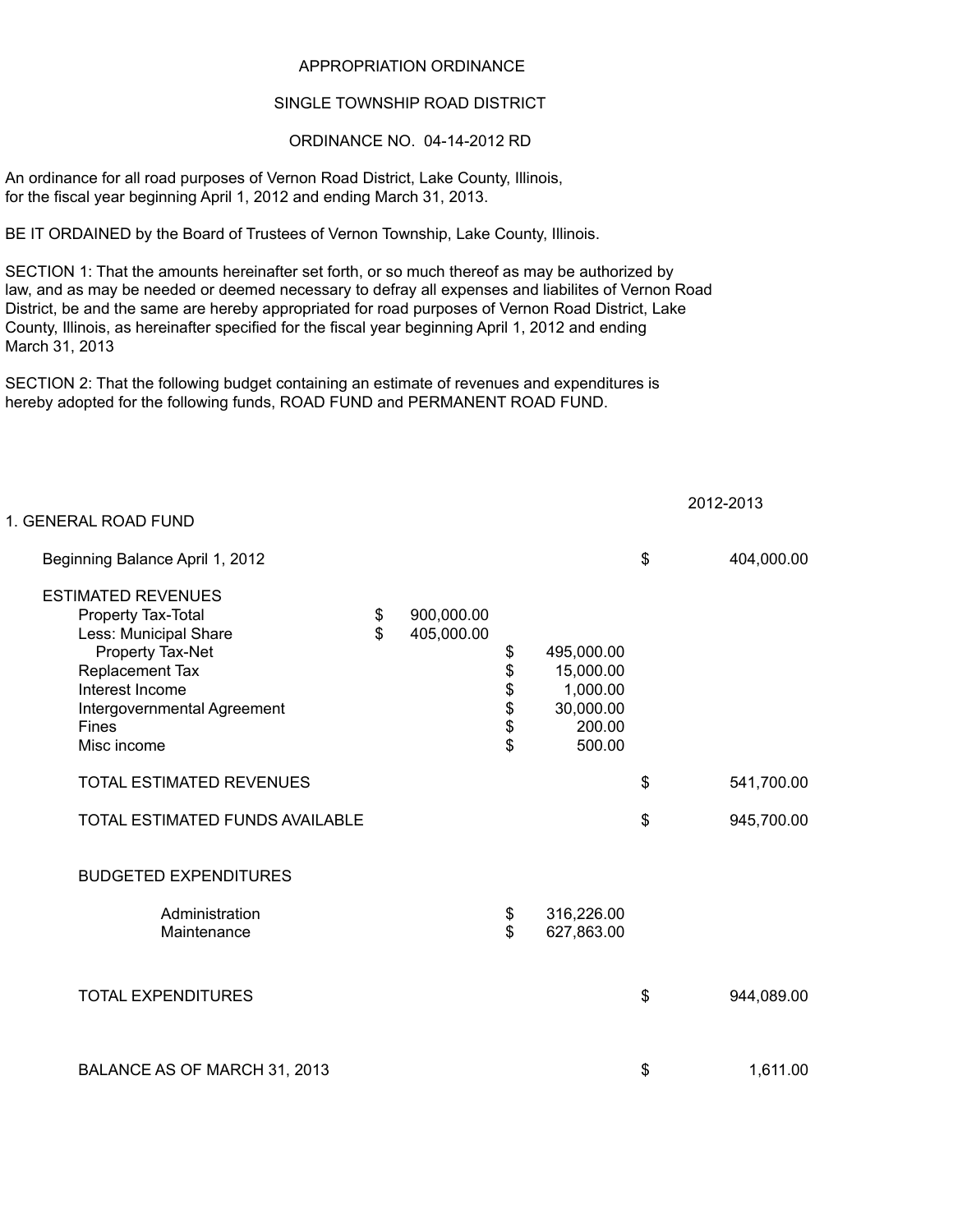APPROPRIATION ORDINANCE

SINGLE TOWNSHIP ROAD DISTRICT

ORDINANCE NO. 04-14-2012 RD

An ordinance for all road purposes of Vernon Road District, Lake County, Illinois, for the fiscal year beginning April 1, 2012 and ending March 31, 2013.

BE IT ORDAINED by the Board of Trustees of Vernon Township, Lake County, Illinois.

SECTION 1: That the amounts hereinafter set forth, or so much thereof as may be authorized by law, and as may be needed or deemed necessary to defray all expenses and liabilites of Vernon Road District, be and the same are hereby appropriated for road purposes of Vernon Road District, Lake County, Illinois, as hereinafter specified for the fiscal year beginning April 1, 2012 and ending March 31, 2013

SECTION 2: That the following budget containing an estimate of revenues and expenditures is hereby adopted for the following funds, ROAD FUND and PERMANENT ROAD FUND.

| | | | 2012-2013 |
|---|---|---|---|
| 1. GENERAL ROAD FUND | | | |
| Beginning Balance April 1, 2012 | | | $ 404,000.00 |
| ESTIMATED REVENUES | | | |
| Property Tax-Total | $ 900,000.00 | | |
| Less: Municipal Share | $ 405,000.00 | | |
| Property Tax-Net | | $ 495,000.00 | |
| Replacement Tax | | $ 15,000.00 | |
| Interest Income | | $ 1,000.00 | |
| Intergovernmental Agreement | | $ 30,000.00 | |
| Fines | | $ 200.00 | |
| Misc income | | $ 500.00 | |
| TOTAL ESTIMATED REVENUES | | | $ 541,700.00 |
| TOTAL ESTIMATED FUNDS AVAILABLE | | | $ 945,700.00 |
| BUDGETED EXPENDITURES | | | |
| Administration | | $ 316,226.00 | |
| Maintenance | | $ 627,863.00 | |
| TOTAL EXPENDITURES | | | $ 944,089.00 |
| BALANCE AS OF MARCH 31, 2013 | | | $ 1,611.00 |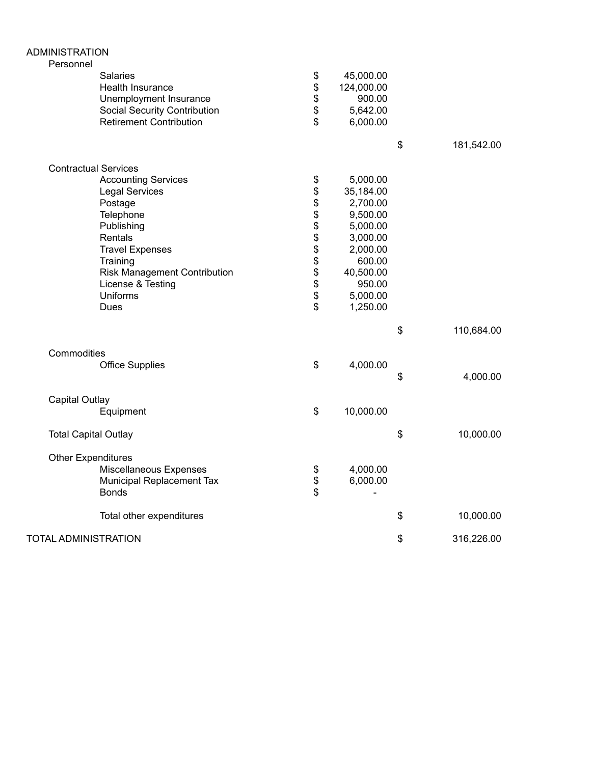| ADMINISTRATION | | | | |
|---|---|---|---|---|
| Personnel | | | | |
| Salaries | $ | 45,000.00 | | |
| Health Insurance | $ | 124,000.00 | | |
| Unemployment Insurance | $ | 900.00 | | |
| Social Security Contribution | $ | 5,642.00 | | |
| Retirement Contribution | $ | 6,000.00 | | |
| | | | $ | 181,542.00 |
| Contractual Services | | | | |
| Accounting Services | $ | 5,000.00 | | |
| Legal Services | $ | 35,184.00 | | |
| Postage | $ | 2,700.00 | | |
| Telephone | $ | 9,500.00 | | |
| Publishing | $ | 5,000.00 | | |
| Rentals | $ | 3,000.00 | | |
| Travel Expenses | $ | 2,000.00 | | |
| Training | $ | 600.00 | | |
| Risk Management Contribution | $ | 40,500.00 | | |
| License & Testing | $ | 950.00 | | |
| Uniforms | $ | 5,000.00 | | |
| Dues | $ | 1,250.00 | | |
| | | | $ | 110,684.00 |
| Commodities | | | | |
| Office Supplies | $ | 4,000.00 | | |
| | | | $ | 4,000.00 |
| Capital Outlay | | | | |
| Equipment | $ | 10,000.00 | | |
| Total Capital Outlay | | | $ | 10,000.00 |
| Other Expenditures | | | | |
| Miscellaneous Expenses | $ | 4,000.00 | | |
| Municipal Replacement Tax | $ | 6,000.00 | | |
| Bonds | $ | - | | |
| Total other expenditures | | | $ | 10,000.00 |
| TOTAL ADMINISTRATION | | | $ | 316,226.00 |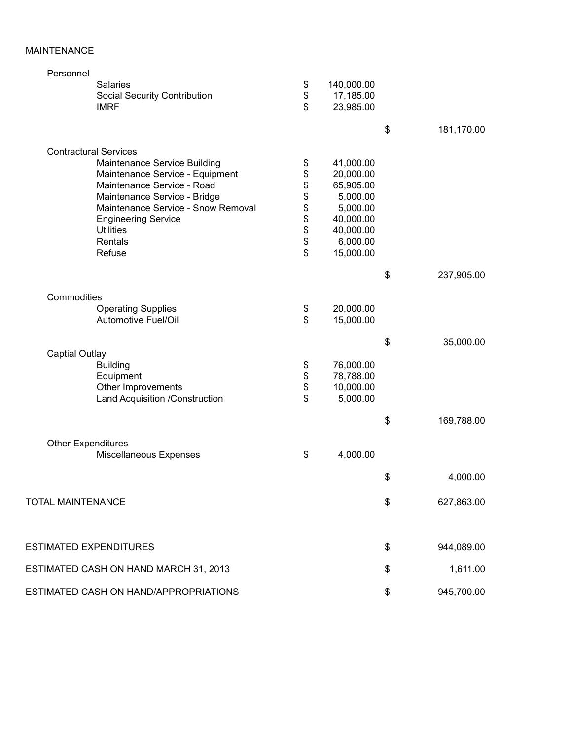MAINTENANCE

| | | | |
|---|---|---|---|
| **Personnel** | | | |
| Salaries | $ 140,000.00 | | |
| Social Security Contribution | $ 17,185.00 | | |
| IMRF | $ 23,985.00 | | |
| | | $ | 181,170.00 |
| **Contractural Services** | | | |
| Maintenance Service Building | $ 41,000.00 | | |
| Maintenance Service - Equipment | $ 20,000.00 | | |
| Maintenance Service - Road | $ 65,905.00 | | |
| Maintenance Service - Bridge | $ 5,000.00 | | |
| Maintenance Service - Snow Removal | $ 5,000.00 | | |
| Engineering Service | $ 40,000.00 | | |
| Utilities | $ 40,000.00 | | |
| Rentals | $ 6,000.00 | | |
| Refuse | $ 15,000.00 | | |
| | | $ | 237,905.00 |
| **Commodities** | | | |
| Operating Supplies | $ 20,000.00 | | |
| Automotive Fuel/Oil | $ 15,000.00 | | |
| | | $ | 35,000.00 |
| **Captial Outlay** | | | |
| Building | $ 76,000.00 | | |
| Equipment | $ 78,788.00 | | |
| Other Improvements | $ 10,000.00 | | |
| Land Acquisition /Construction | $ 5,000.00 | | |
| | | $ | 169,788.00 |
| **Other Expenditures** | | | |
| Miscellaneous Expenses | $ 4,000.00 | | |
| | | $ | 4,000.00 |
| TOTAL MAINTENANCE | | $ | 627,863.00 |
| | | | |
| ESTIMATED EXPENDITURES | | $ | 944,089.00 |
| ESTIMATED CASH ON HAND MARCH 31, 2013 | | $ | 1,611.00 |
| ESTIMATED CASH ON HAND/APPROPRIATIONS | | $ | 945,700.00 |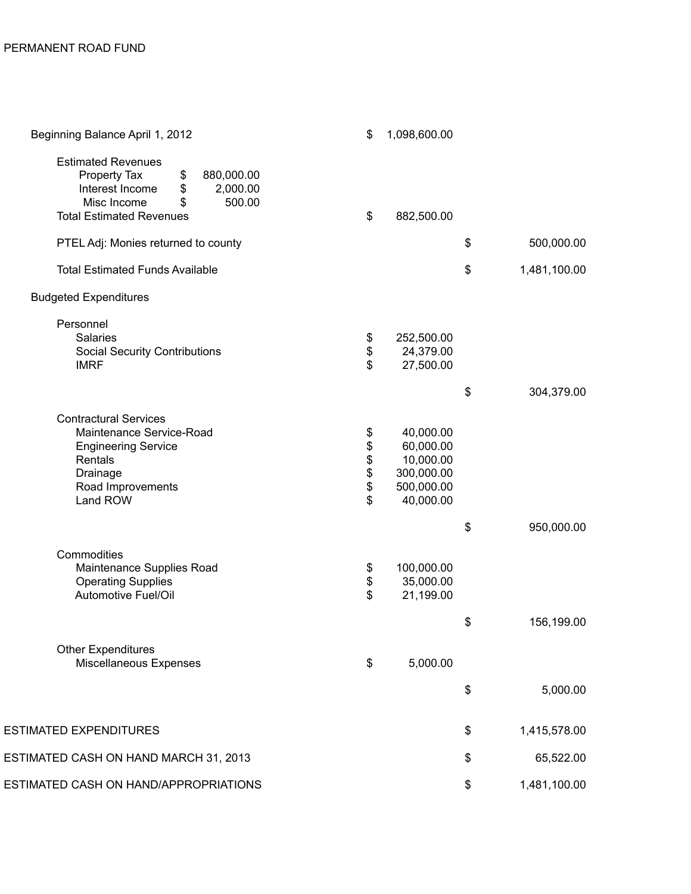PERMANENT ROAD FUND

| | | | |
|---|---|---|---|
| Beginning Balance April 1, 2012 | | $ 1,098,600.00 | |
| Estimated Revenues | | | |
| Property Tax | $ 880,000.00 | | |
| Interest Income | $ 2,000.00 | | |
| Misc Income | $ 500.00 | | |
| Total Estimated Revenues | | $ 882,500.00 | |
| PTEL Adj: Monies returned to county | | | $ 500,000.00 |
| Total Estimated Funds Available | | | $ 1,481,100.00 |
| Budgeted Expenditures | | | |
| Personnel | | | |
| Salaries | | $ 252,500.00 | |
| Social Security Contributions | | $ 24,379.00 | |
| IMRF | | $ 27,500.00 | |
| | | | $ 304,379.00 |
| Contractural Services | | | |
| Maintenance Service-Road | | $ 40,000.00 | |
| Engineering Service | | $ 60,000.00 | |
| Rentals | | $ 10,000.00 | |
| Drainage | | $ 300,000.00 | |
| Road Improvements | | $ 500,000.00 | |
| Land ROW | | $ 40,000.00 | |
| | | | $ 950,000.00 |
| Commodities | | | |
| Maintenance Supplies Road | | $ 100,000.00 | |
| Operating Supplies | | $ 35,000.00 | |
| Automotive Fuel/Oil | | $ 21,199.00 | |
| | | | $ 156,199.00 |
| Other Expenditures | | | |
| Miscellaneous Expenses | | $ 5,000.00 | |
| | | | $ 5,000.00 |
| ESTIMATED EXPENDITURES | | | $ 1,415,578.00 |
| ESTIMATED CASH ON HAND MARCH 31, 2013 | | | $ 65,522.00 |
| ESTIMATED CASH ON HAND/APPROPRIATIONS | | | $ 1,481,100.00 |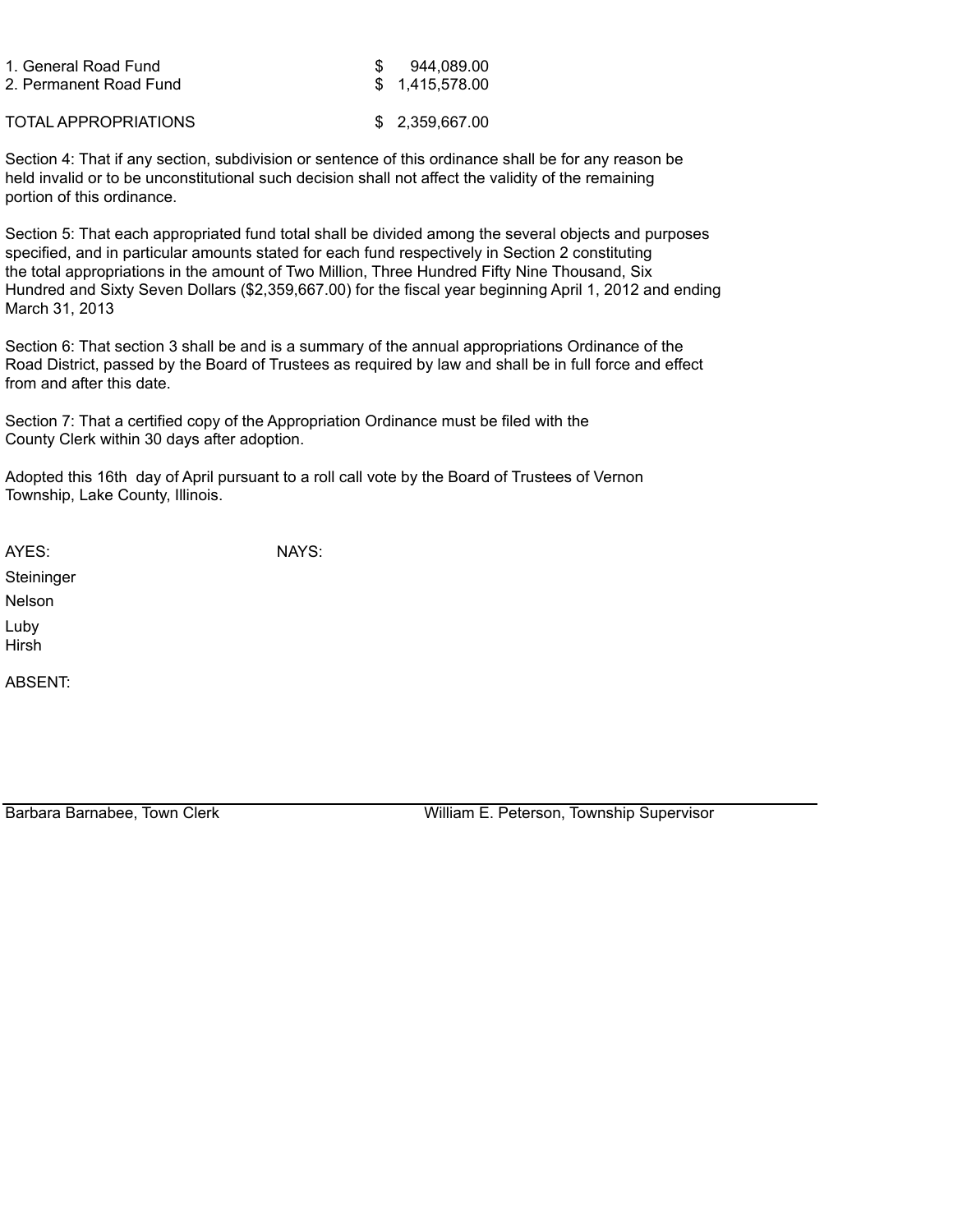| | | |
|---|---|---|
| 1. General Road Fund | $ | 944,089.00 |
| 2. Permanent Road Fund | $ | 1,415,578.00 |
| | | |
| TOTAL APPROPRIATIONS | $ | 2,359,667.00 |

Section 4: That if any section, subdivision or sentence of this ordinance shall be for any reason be held invalid or to be unconstitutional such decision shall not affect the validity of the remaining portion of this ordinance.

Section 5: That each appropriated fund total shall be divided among the several objects and purposes specified, and in particular amounts stated for each fund respectively in Section 2 constituting the total appropriations in the amount of Two Million, Three Hundred Fifty Nine Thousand, Six Hundred and Sixty Seven Dollars ($2,359,667.00) for the fiscal year beginning April 1, 2012 and ending March 31, 2013

Section 6: That section 3 shall be and is a summary of the annual appropriations Ordinance of the Road District, passed by the Board of Trustees as required by law and shall be in full force and effect from and after this date.

Section 7: That a certified copy of the Appropriation Ordinance must be filed with the County Clerk within 30 days after adoption.

Adopted this 16th day of April pursuant to a roll call vote by the Board of Trustees of Vernon Township, Lake County, Illinois.

AYES: NAYS:

Steininger

Nelson

Luby

Hirsh

ABSENT:

Barbara Barnabee, Town Clerk William E. Peterson, Township Supervisor